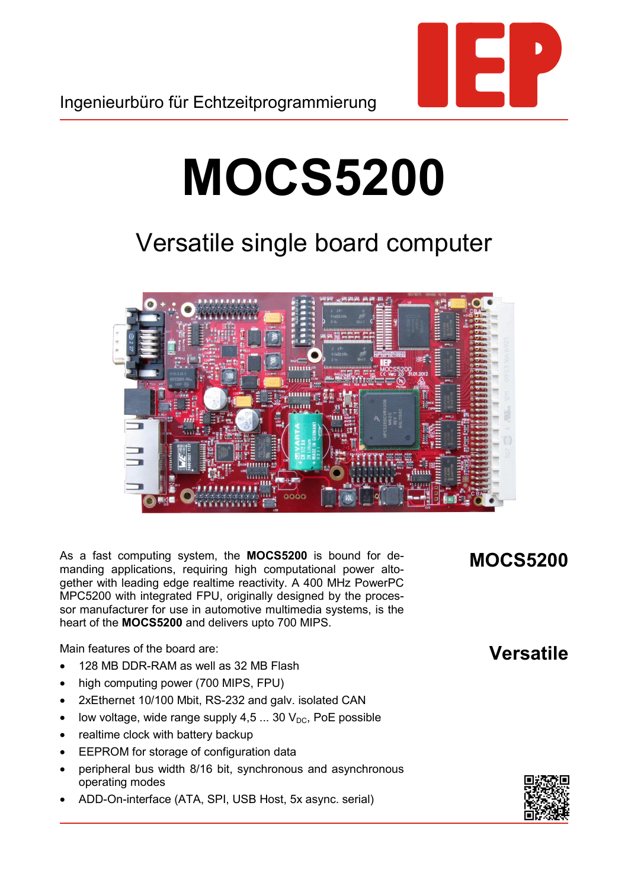Ingenieurbüro für Echtzeitprogrammierung

# MOCS5200

## Versatile single board computer

**MOCS5200**

**Versatile**

As a fast computing system, the **MOCS5200** is bound for demanding applications, requiring high computational power altogether with leading edge realtime reactivity. A 400 MHz PowerPC MPC5200 with integrated FPU, originally designed by the processor manufacturer for use in automotive multimedia systems, is the heart of the **MOCS5200** and delivers upto 700 MIPS.

Main features of the board are:

- 128 MB DDR-RAM as well as 32 MB Flash
- high computing power (700 MIPS, FPU)
- 2xEthernet 10/100 Mbit, RS-232 and galv. isolated CAN
- low voltage, wide range supply 4,5 ... 30 $V_{DC}$, PoE possible
- realtime clock with battery backup
- EEPROM for storage of configuration data
- peripheral bus width 8/16 bit, synchronous and asynchronous operating modes
- ADD-On-interface (ATA, SPI, USB Host, 5x async. serial)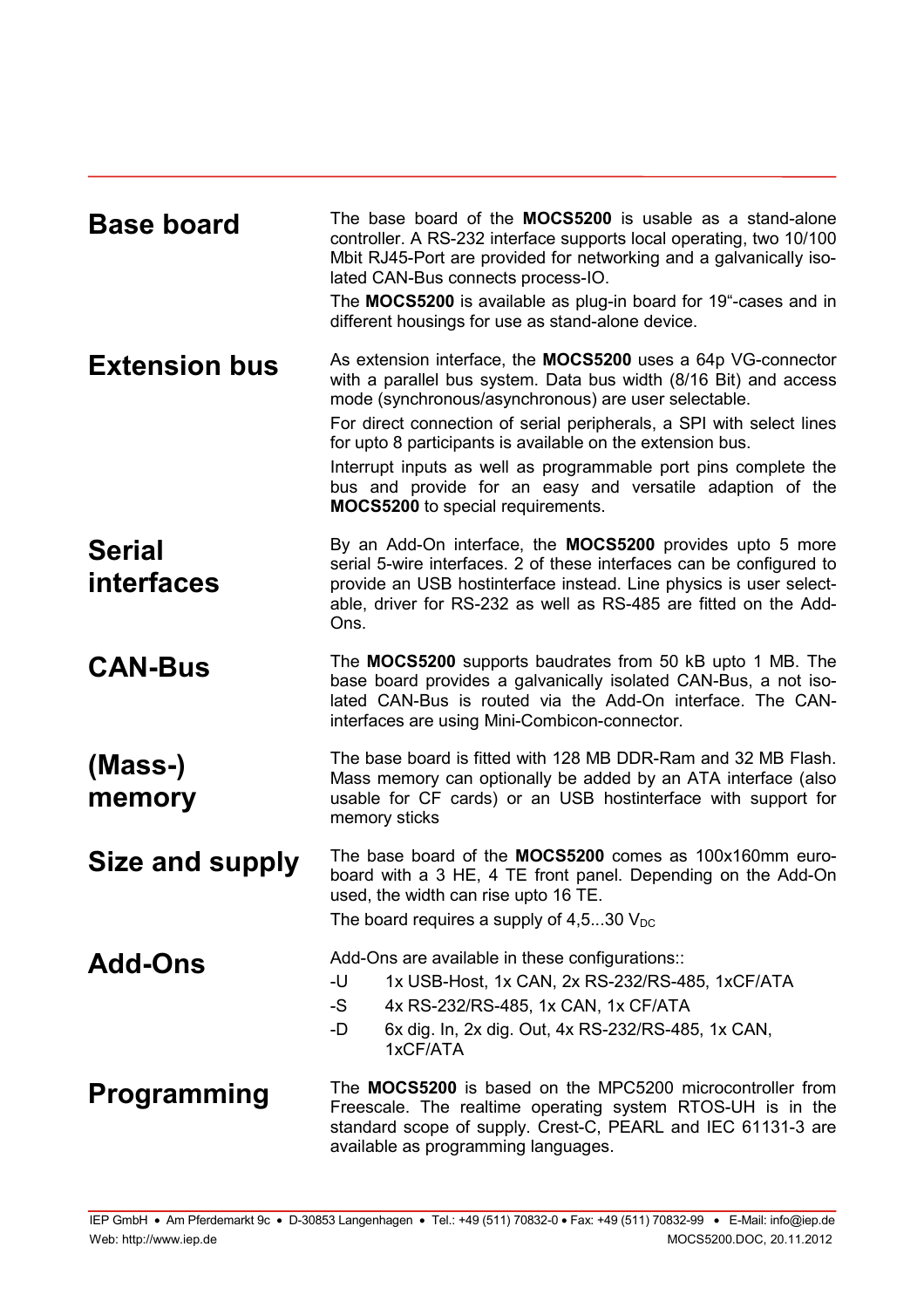## Base board

The base board of the **MOCS5200** is usable as a stand-alone controller. A RS-232 interface supports local operating, two 10/100 Mbit RJ45-Port are provided for networking and a galvanically isolated CAN-Bus connects process-IO.

The **MOCS5200** is available as plug-in board for 19“-cases and in different housings for use as stand-alone device.

## Extension bus

As extension interface, the **MOCS5200** uses a 64p VG-connector with a parallel bus system. Data bus width (8/16 Bit) and access mode (synchronous/asynchronous) are user selectable.

For direct connection of serial peripherals, a SPI with select lines for upto 8 participants is available on the extension bus.

Interrupt inputs as well as programmable port pins complete the bus and provide for an easy and versatile adaption of the **MOCS5200** to special requirements.

## Serial interfaces

By an Add-On interface, the **MOCS5200** provides upto 5 more serial 5-wire interfaces. 2 of these interfaces can be configured to provide an USB hostinterface instead. Line physics is user selectable, driver for RS-232 as well as RS-485 are fitted on the Add-Ons.

## CAN-Bus

The **MOCS5200** supports baudrates from 50 kB upto 1 MB. The base board provides a galvanically isolated CAN-Bus, a not isolated CAN-Bus is routed via the Add-On interface. The CAN-interfaces are using Mini-Combicon-connector.

## (Mass-) memory

The base board is fitted with 128 MB DDR-Ram and 32 MB Flash. Mass memory can optionally be added by an ATA interface (also usable for CF cards) or an USB hostinterface with support for memory sticks

## Size and supply

The base board of the **MOCS5200** comes as 100x160mm euroboard with a 3 HE, 4 TE front panel. Depending on the Add-On used, the width can rise upto 16 TE.

The board requires a supply of 4,5...30 $V_{DC}$

## Add-Ons

Add-Ons are available in these configurations::

-U 1x USB-Host, 1x CAN, 2x RS-232/RS-485, 1xCF/ATA

-S 4x RS-232/RS-485, 1x CAN, 1x CF/ATA

-D 6x dig. In, 2x dig. Out, 4x RS-232/RS-485, 1x CAN, 1xCF/ATA

## Programming

The **MOCS5200** is based on the MPC5200 microcontroller from Freescale. The realtime operating system RTOS-UH is in the standard scope of supply. Crest-C, PEARL and IEC 61131-3 are available as programming languages.

IEP GmbH • Am Pferdemarkt 9c • D-30853 Langenhagen • Tel.: +49 (511) 70832-0 • Fax: +49 (511) 70832-99 • E-Mail: info@iep.de
Web: http://www.iep.de MOCS5200.DOC, 20.11.2012